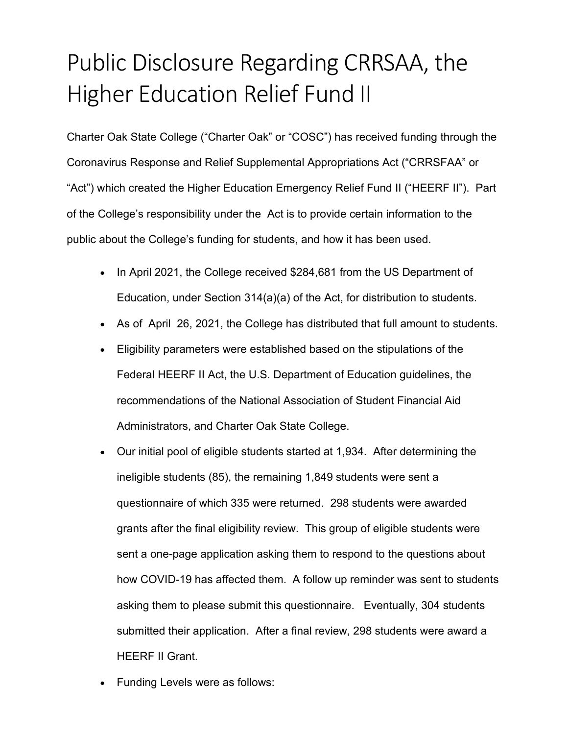# Public Disclosure Regarding CRRSAA, the Higher Education Relief Fund II

Charter Oak State College ("Charter Oak" or "COSC") has received funding through the Coronavirus Response and Relief Supplemental Appropriations Act ("CRRSFAA" or "Act") which created the Higher Education Emergency Relief Fund II ("HEERF II"). Part of the College's responsibility under the Act is to provide certain information to the public about the College's funding for students, and how it has been used.

- In April 2021, the College received $284,681 from the US Department of Education, under Section 314(a)(a) of the Act, for distribution to students.
- As of April 26, 2021, the College has distributed that full amount to students.
- Eligibility parameters were established based on the stipulations of the Federal HEERF II Act, the U.S. Department of Education guidelines, the recommendations of the National Association of Student Financial Aid Administrators, and Charter Oak State College.
- Our initial pool of eligible students started at 1,934. After determining the ineligible students (85), the remaining 1,849 students were sent a questionnaire of which 335 were returned. 298 students were awarded grants after the final eligibility review. This group of eligible students were sent a one-page application asking them to respond to the questions about how COVID-19 has affected them. A follow up reminder was sent to students asking them to please submit this questionnaire. Eventually, 304 students submitted their application. After a final review, 298 students were award a HEERF II Grant.
- Funding Levels were as follows: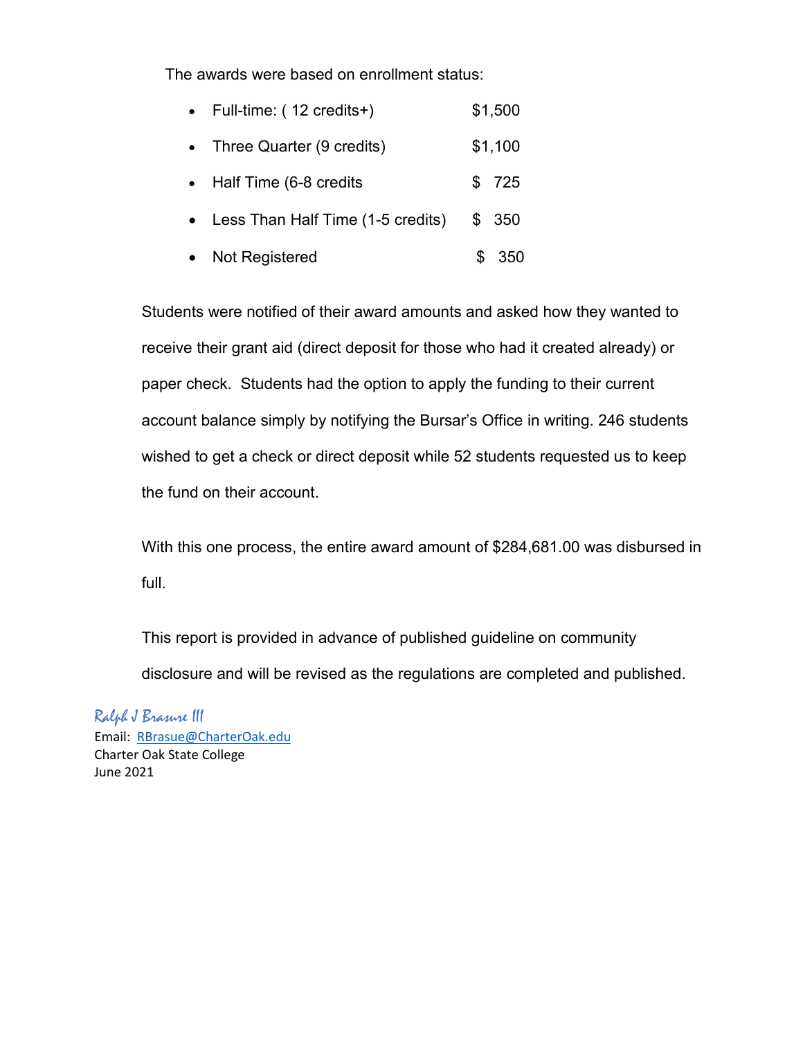The awards were based on enrollment status:

- Full-time: ( 12 credits+) $1,500
- Three Quarter (9 credits) $1,100
- Half Time (6-8 credits $ 725
- Less Than Half Time (1-5 credits) $ 350
- Not Registered $ 350

Students were notified of their award amounts and asked how they wanted to receive their grant aid (direct deposit for those who had it created already) or paper check. Students had the option to apply the funding to their current account balance simply by notifying the Bursar's Office in writing. 246 students wished to get a check or direct deposit while 52 students requested us to keep the fund on their account.

With this one process, the entire award amount of $284,681.00 was disbursed in full.

This report is provided in advance of published guideline on community disclosure and will be revised as the regulations are completed and published.

*Ralph J Brasure III*
Email: RBrasue@CharterOak.edu
Charter Oak State College
June 2021